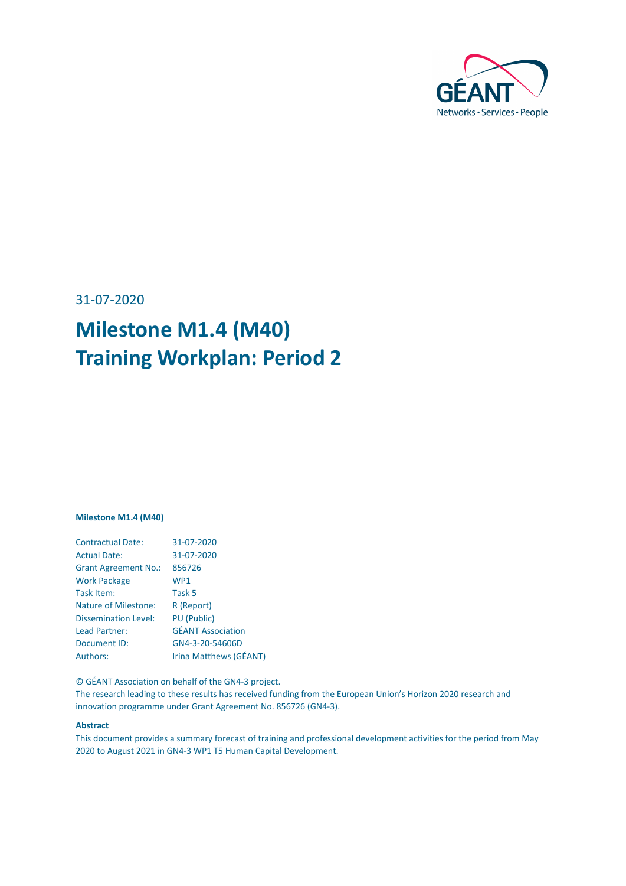31-07-2020

# Milestone M1.4 (M40) Training Workplan: Period 2

**Milestone M1.4 (M40)**

| | |
|---|---|
| Contractual Date: | 31-07-2020 |
| Actual Date: | 31-07-2020 |
| Grant Agreement No.: | 856726 |
| Work Package | WP1 |
| Task Item: | Task 5 |
| Nature of Milestone: | R (Report) |
| Dissemination Level: | PU (Public) |
| Lead Partner: | GÉANT Association |
| Document ID: | GN4-3-20-54606D |
| Authors: | Irina Matthews (GÉANT) |

© GÉANT Association on behalf of the GN4-3 project.
The research leading to these results has received funding from the European Union's Horizon 2020 research and innovation programme under Grant Agreement No. 856726 (GN4-3).

**Abstract**

This document provides a summary forecast of training and professional development activities for the period from May 2020 to August 2021 in GN4-3 WP1 T5 Human Capital Development.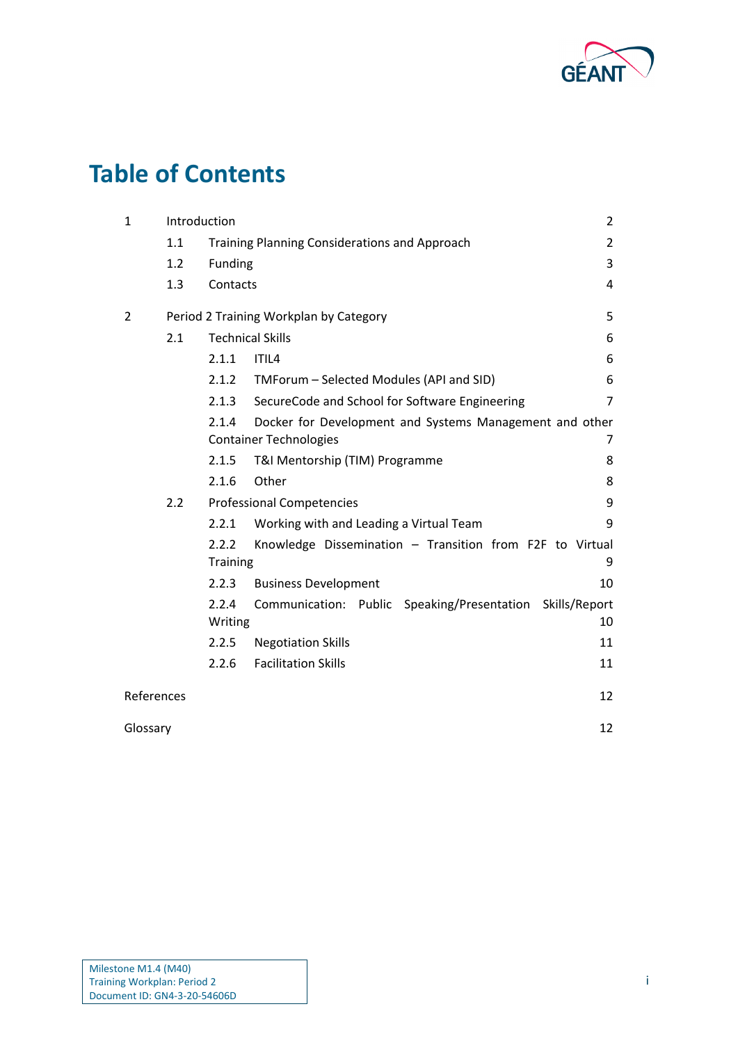# Table of Contents

- 1 Introduction 2
  - 1.1 Training Planning Considerations and Approach 2
  - 1.2 Funding 3
  - 1.3 Contacts 4
- 2 Period 2 Training Workplan by Category 5
  - 2.1 Technical Skills 6
    - 2.1.1 ITIL4 6
    - 2.1.2 TMForum – Selected Modules (API and SID) 6
    - 2.1.3 SecureCode and School for Software Engineering 7
    - 2.1.4 Docker for Development and Systems Management and other Container Technologies 7
    - 2.1.5 T&I Mentorship (TIM) Programme 8
    - 2.1.6 Other 8
  - 2.2 Professional Competencies 9
    - 2.2.1 Working with and Leading a Virtual Team 9
    - 2.2.2 Knowledge Dissemination – Transition from F2F to Virtual Training 9
    - 2.2.3 Business Development 10
    - 2.2.4 Communication: Public Speaking/Presentation Skills/Report Writing 10
    - 2.2.5 Negotiation Skills 11
    - 2.2.6 Facilitation Skills 11
- References 12
- Glossary 12

Milestone M1.4 (M40)
Training Workplan: Period 2
Document ID: GN4-3-20-54606D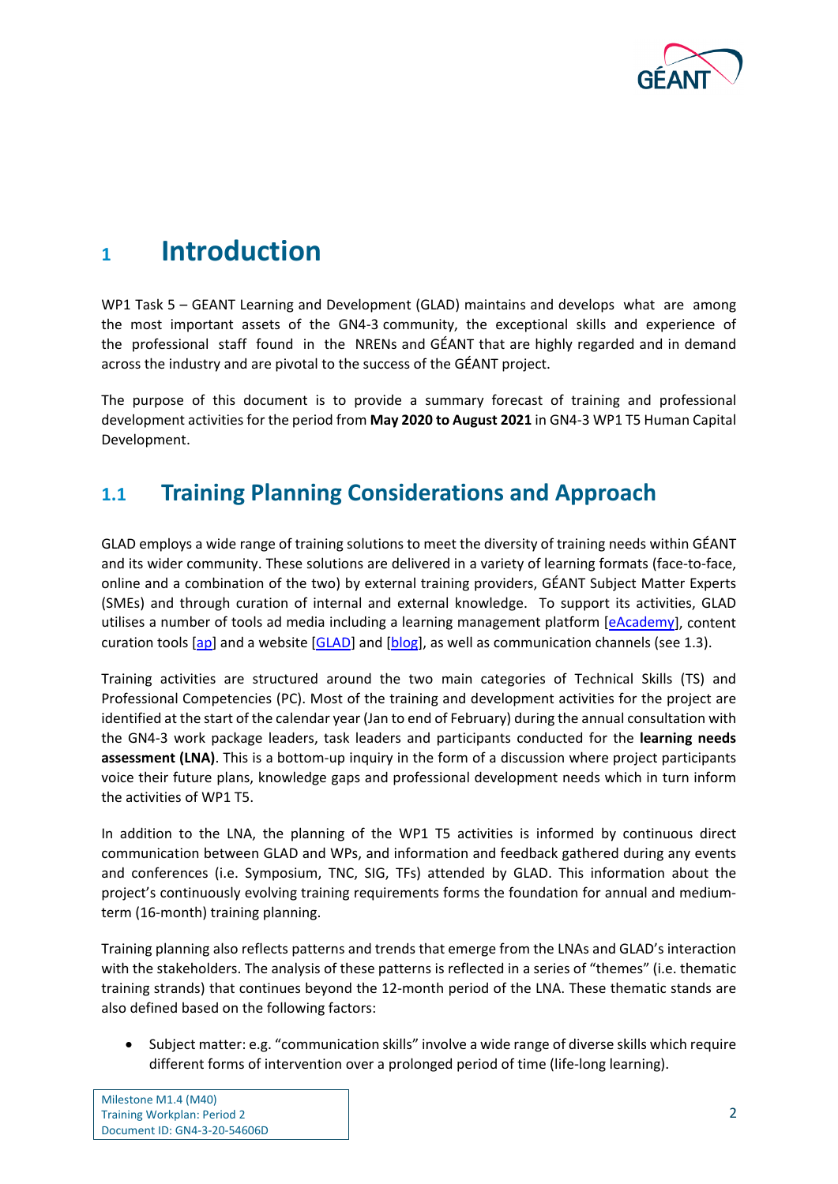# 1 Introduction

WP1 Task 5 – GEANT Learning and Development (GLAD) maintains and develops what are among the most important assets of the GN4-3 community, the exceptional skills and experience of the professional staff found in the NRENs and GÉANT that are highly regarded and in demand across the industry and are pivotal to the success of the GÉANT project.

The purpose of this document is to provide a summary forecast of training and professional development activities for the period from **May 2020 to August 2021** in GN4-3 WP1 T5 Human Capital Development.

## 1.1 Training Planning Considerations and Approach

GLAD employs a wide range of training solutions to meet the diversity of training needs within GÉANT and its wider community. These solutions are delivered in a variety of learning formats (face-to-face, online and a combination of the two) by external training providers, GÉANT Subject Matter Experts (SMEs) and through curation of internal and external knowledge. To support its activities, GLAD utilises a number of tools ad media including a learning management platform [eAcademy], content curation tools [ap] and a website [GLAD] and [blog], as well as communication channels (see 1.3).

Training activities are structured around the two main categories of Technical Skills (TS) and Professional Competencies (PC). Most of the training and development activities for the project are identified at the start of the calendar year (Jan to end of February) during the annual consultation with the GN4-3 work package leaders, task leaders and participants conducted for the **learning needs assessment (LNA)**. This is a bottom-up inquiry in the form of a discussion where project participants voice their future plans, knowledge gaps and professional development needs which in turn inform the activities of WP1 T5.

In addition to the LNA, the planning of the WP1 T5 activities is informed by continuous direct communication between GLAD and WPs, and information and feedback gathered during any events and conferences (i.e. Symposium, TNC, SIG, TFs) attended by GLAD. This information about the project's continuously evolving training requirements forms the foundation for annual and medium-term (16-month) training planning.

Training planning also reflects patterns and trends that emerge from the LNAs and GLAD's interaction with the stakeholders. The analysis of these patterns is reflected in a series of "themes" (i.e. thematic training strands) that continues beyond the 12-month period of the LNA. These thematic stands are also defined based on the following factors:

- Subject matter: e.g. "communication skills" involve a wide range of diverse skills which require different forms of intervention over a prolonged period of time (life-long learning).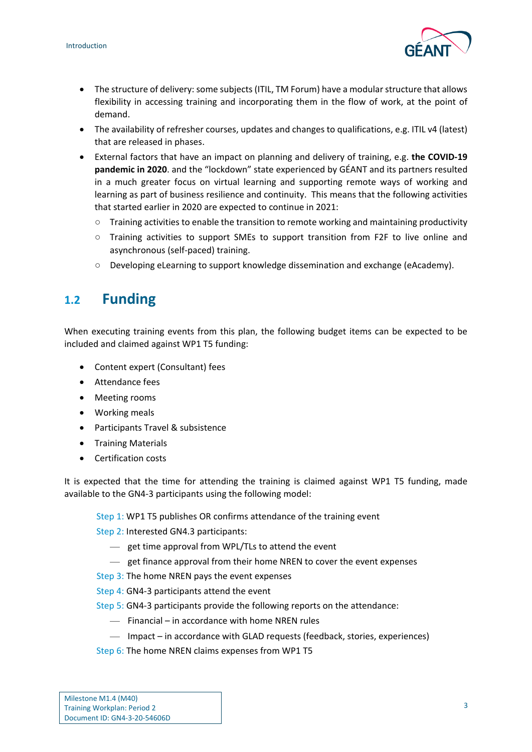- The structure of delivery: some subjects (ITIL, TM Forum) have a modular structure that allows flexibility in accessing training and incorporating them in the flow of work, at the point of demand.
- The availability of refresher courses, updates and changes to qualifications, e.g. ITIL v4 (latest) that are released in phases.
- External factors that have an impact on planning and delivery of training, e.g. **the COVID-19 pandemic in 2020**. and the "lockdown" state experienced by GÉANT and its partners resulted in a much greater focus on virtual learning and supporting remote ways of working and learning as part of business resilience and continuity. This means that the following activities that started earlier in 2020 are expected to continue in 2021:
  - Training activities to enable the transition to remote working and maintaining productivity
  - Training activities to support SMEs to support transition from F2F to live online and asynchronous (self-paced) training.
  - Developing eLearning to support knowledge dissemination and exchange (eAcademy).

## 1.2 Funding

When executing training events from this plan, the following budget items can be expected to be included and claimed against WP1 T5 funding:

- Content expert (Consultant) fees
- Attendance fees
- Meeting rooms
- Working meals
- Participants Travel & subsistence
- Training Materials
- Certification costs

It is expected that the time for attending the training is claimed against WP1 T5 funding, made available to the GN4-3 participants using the following model:

Step 1: WP1 T5 publishes OR confirms attendance of the training event

Step 2: Interested GN4.3 participants:

- get time approval from WPL/TLs to attend the event
- get finance approval from their home NREN to cover the event expenses

Step 3: The home NREN pays the event expenses

Step 4: GN4-3 participants attend the event

Step 5: GN4-3 participants provide the following reports on the attendance:

- Financial – in accordance with home NREN rules
- Impact – in accordance with GLAD requests (feedback, stories, experiences)

Step 6: The home NREN claims expenses from WP1 T5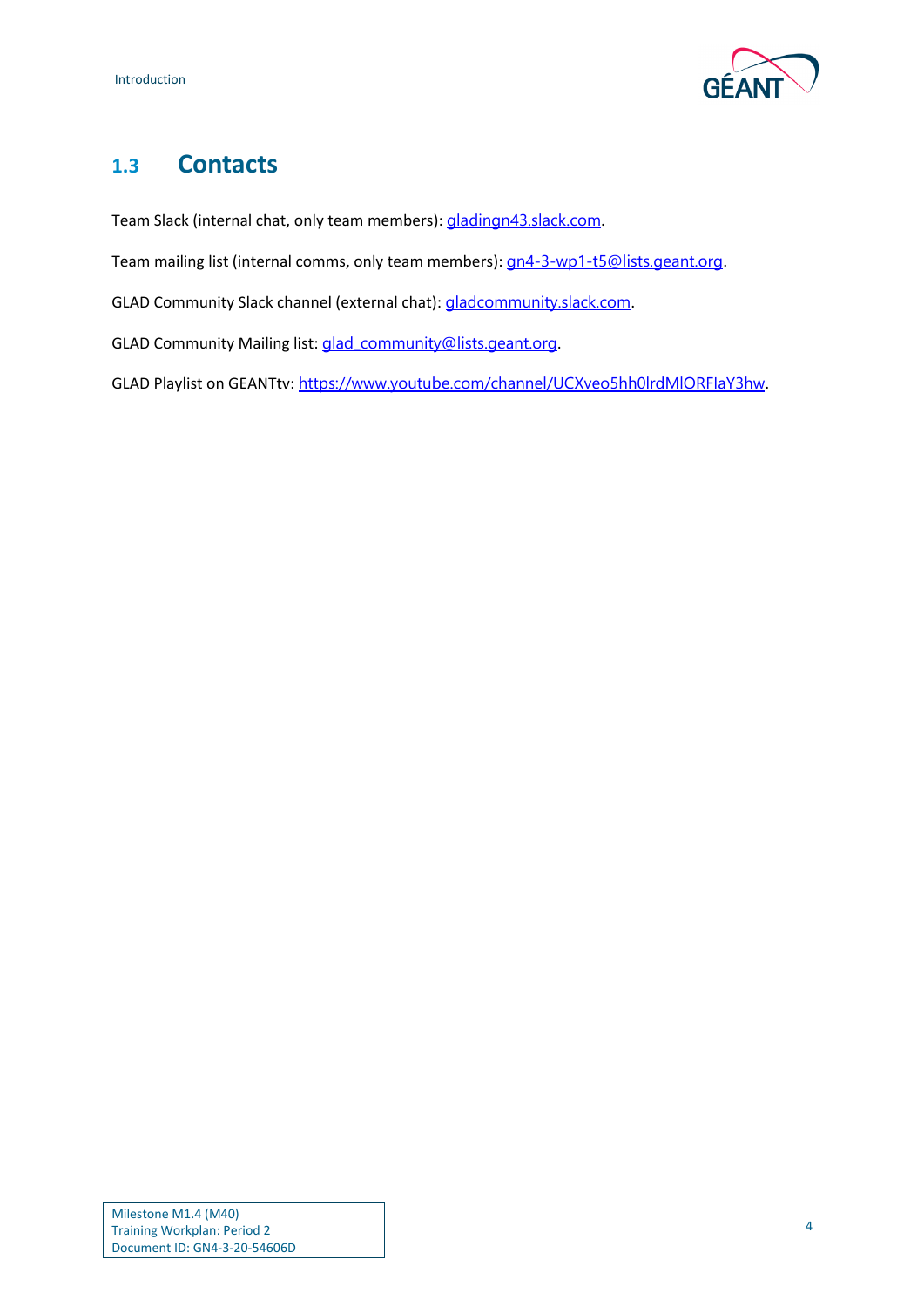## 1.3 Contacts

Team Slack (internal chat, only team members): gladingn43.slack.com.

Team mailing list (internal comms, only team members): gn4-3-wp1-t5@lists.geant.org.

GLAD Community Slack channel (external chat): gladcommunity.slack.com.

GLAD Community Mailing list: glad_community@lists.geant.org.

GLAD Playlist on GEANTtv: https://www.youtube.com/channel/UCXveo5hh0lrdMlORFIaY3hw.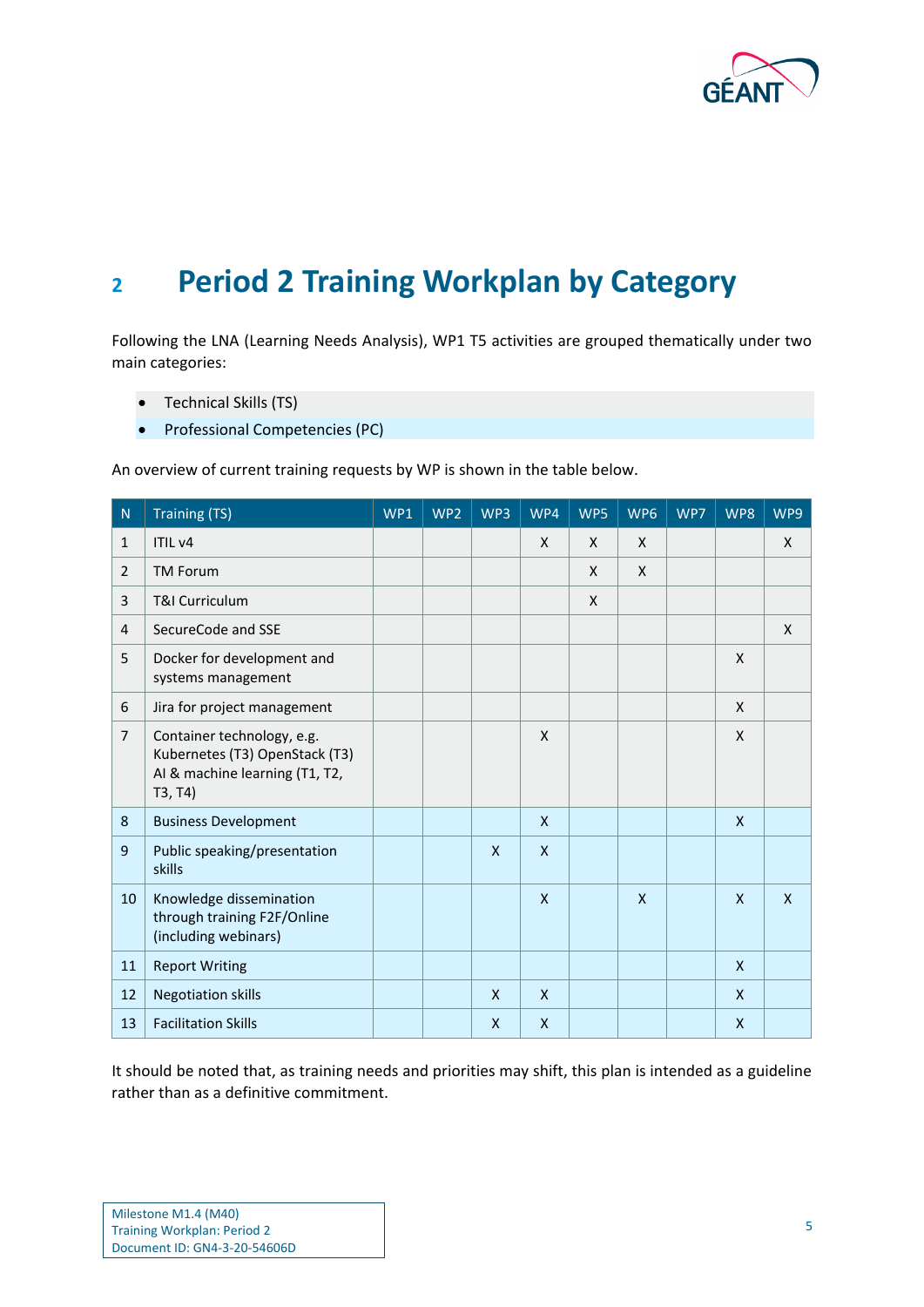# 2 Period 2 Training Workplan by Category

Following the LNA (Learning Needs Analysis), WP1 T5 activities are grouped thematically under two main categories:

- Technical Skills (TS)
- Professional Competencies (PC)

An overview of current training requests by WP is shown in the table below.

| N | Training (TS) | WP1 | WP2 | WP3 | WP4 | WP5 | WP6 | WP7 | WP8 | WP9 |
|---|---|---|---|---|---|---|---|---|---|---|
| 1 | ITIL v4 | | | | X | X | X | | | X |
| 2 | TM Forum | | | | | X | X | | | |
| 3 | T&I Curriculum | | | | | X | | | | |
| 4 | SecureCode and SSE | | | | | | | | | X |
| 5 | Docker for development and systems management | | | | | | | | X | |
| 6 | Jira for project management | | | | | | | | X | |
| 7 | Container technology, e.g. Kubernetes (T3) OpenStack (T3) AI & machine learning (T1, T2, T3, T4) | | | | X | | | | X | |
| 8 | Business Development | | | | X | | | | X | |
| 9 | Public speaking/presentation skills | | | X | X | | | | | |
| 10 | Knowledge dissemination through training F2F/Online (including webinars) | | | | X | | X | | X | X |
| 11 | Report Writing | | | | | | | | X | |
| 12 | Negotiation skills | | | X | X | | | | X | |
| 13 | Facilitation Skills | | | X | X | | | | X | |

It should be noted that, as training needs and priorities may shift, this plan is intended as a guideline rather than as a definitive commitment.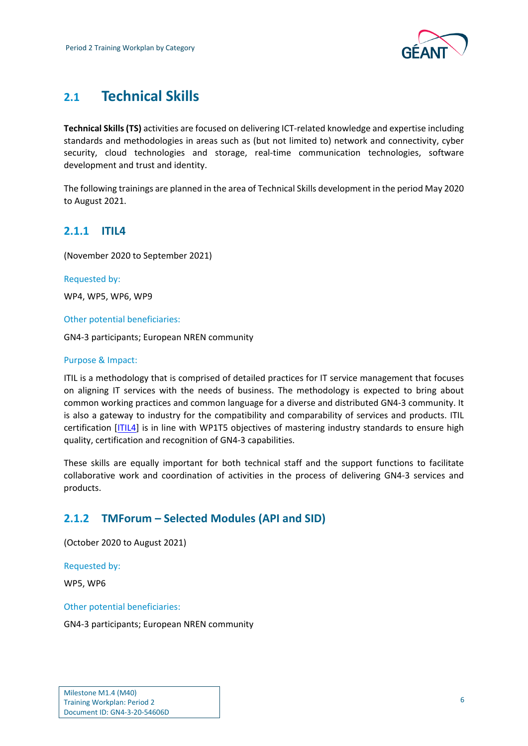## 2.1 Technical Skills

**Technical Skills (TS)** activities are focused on delivering ICT-related knowledge and expertise including standards and methodologies in areas such as (but not limited to) network and connectivity, cyber security, cloud technologies and storage, real-time communication technologies, software development and trust and identity.

The following trainings are planned in the area of Technical Skills development in the period May 2020 to August 2021.

### 2.1.1 ITIL4

(November 2020 to September 2021)

Requested by:

WP4, WP5, WP6, WP9

Other potential beneficiaries:

GN4-3 participants; European NREN community

Purpose & Impact:

ITIL is a methodology that is comprised of detailed practices for IT service management that focuses on aligning IT services with the needs of business. The methodology is expected to bring about common working practices and common language for a diverse and distributed GN4-3 community. It is also a gateway to industry for the compatibility and comparability of services and products. ITIL certification [ITIL4] is in line with WP1T5 objectives of mastering industry standards to ensure high quality, certification and recognition of GN4-3 capabilities.

These skills are equally important for both technical staff and the support functions to facilitate collaborative work and coordination of activities in the process of delivering GN4-3 services and products.

### 2.1.2 TMForum – Selected Modules (API and SID)

(October 2020 to August 2021)

Requested by:

WP5, WP6

Other potential beneficiaries:

GN4-3 participants; European NREN community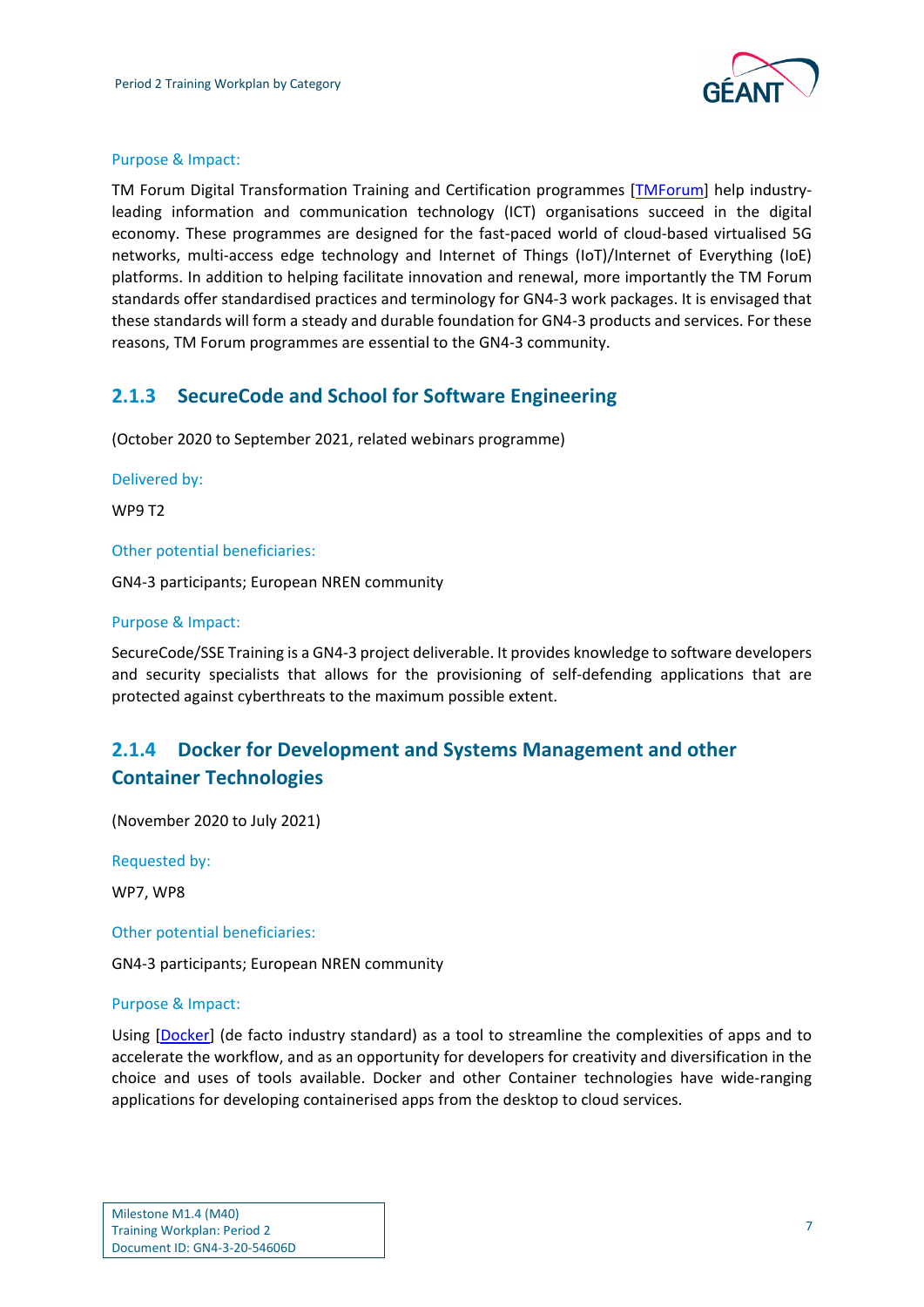Purpose & Impact:

TM Forum Digital Transformation Training and Certification programmes [TMForum] help industry-leading information and communication technology (ICT) organisations succeed in the digital economy. These programmes are designed for the fast-paced world of cloud-based virtualised 5G networks, multi-access edge technology and Internet of Things (IoT)/Internet of Everything (IoE) platforms. In addition to helping facilitate innovation and renewal, more importantly the TM Forum standards offer standardised practices and terminology for GN4-3 work packages. It is envisaged that these standards will form a steady and durable foundation for GN4-3 products and services. For these reasons, TM Forum programmes are essential to the GN4-3 community.

### 2.1.3 SecureCode and School for Software Engineering

(October 2020 to September 2021, related webinars programme)

Delivered by:

WP9 T2

Other potential beneficiaries:

GN4-3 participants; European NREN community

Purpose & Impact:

SecureCode/SSE Training is a GN4-3 project deliverable. It provides knowledge to software developers and security specialists that allows for the provisioning of self-defending applications that are protected against cyberthreats to the maximum possible extent.

### 2.1.4 Docker for Development and Systems Management and other Container Technologies

(November 2020 to July 2021)

Requested by:

WP7, WP8

Other potential beneficiaries:

GN4-3 participants; European NREN community

Purpose & Impact:

Using [Docker] (de facto industry standard) as a tool to streamline the complexities of apps and to accelerate the workflow, and as an opportunity for developers for creativity and diversification in the choice and uses of tools available. Docker and other Container technologies have wide-ranging applications for developing containerised apps from the desktop to cloud services.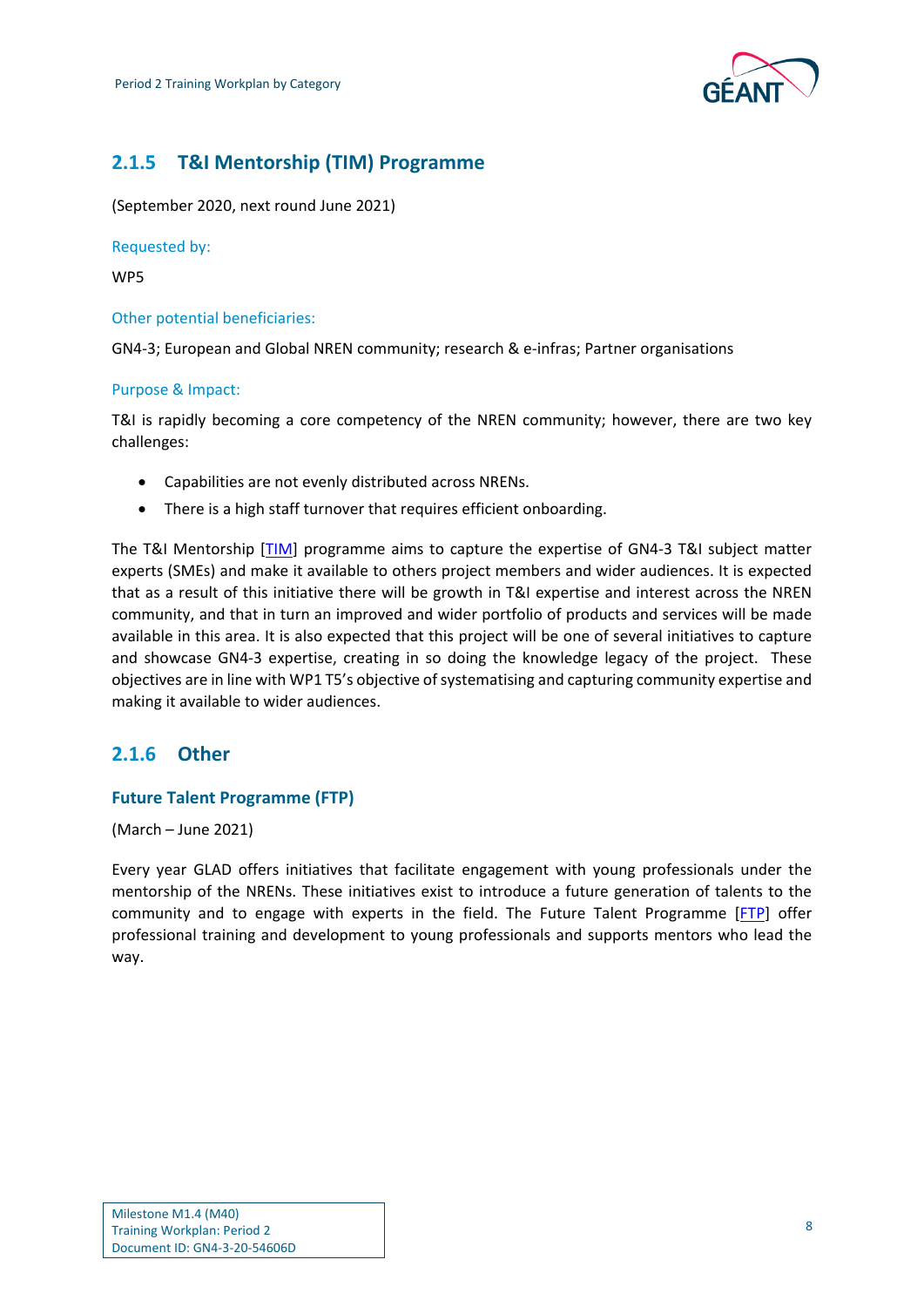### 2.1.5 T&I Mentorship (TIM) Programme

(September 2020, next round June 2021)

Requested by:

WP5

Other potential beneficiaries:

GN4-3; European and Global NREN community; research & e-infras; Partner organisations

Purpose & Impact:

T&I is rapidly becoming a core competency of the NREN community; however, there are two key challenges:

- Capabilities are not evenly distributed across NRENs.
- There is a high staff turnover that requires efficient onboarding.

The T&I Mentorship [TIM] programme aims to capture the expertise of GN4-3 T&I subject matter experts (SMEs) and make it available to others project members and wider audiences. It is expected that as a result of this initiative there will be growth in T&I expertise and interest across the NREN community, and that in turn an improved and wider portfolio of products and services will be made available in this area. It is also expected that this project will be one of several initiatives to capture and showcase GN4-3 expertise, creating in so doing the knowledge legacy of the project. These objectives are in line with WP1 T5's objective of systematising and capturing community expertise and making it available to wider audiences.

### 2.1.6 Other

#### Future Talent Programme (FTP)

(March – June 2021)

Every year GLAD offers initiatives that facilitate engagement with young professionals under the mentorship of the NRENs. These initiatives exist to introduce a future generation of talents to the community and to engage with experts in the field. The Future Talent Programme [FTP] offer professional training and development to young professionals and supports mentors who lead the way.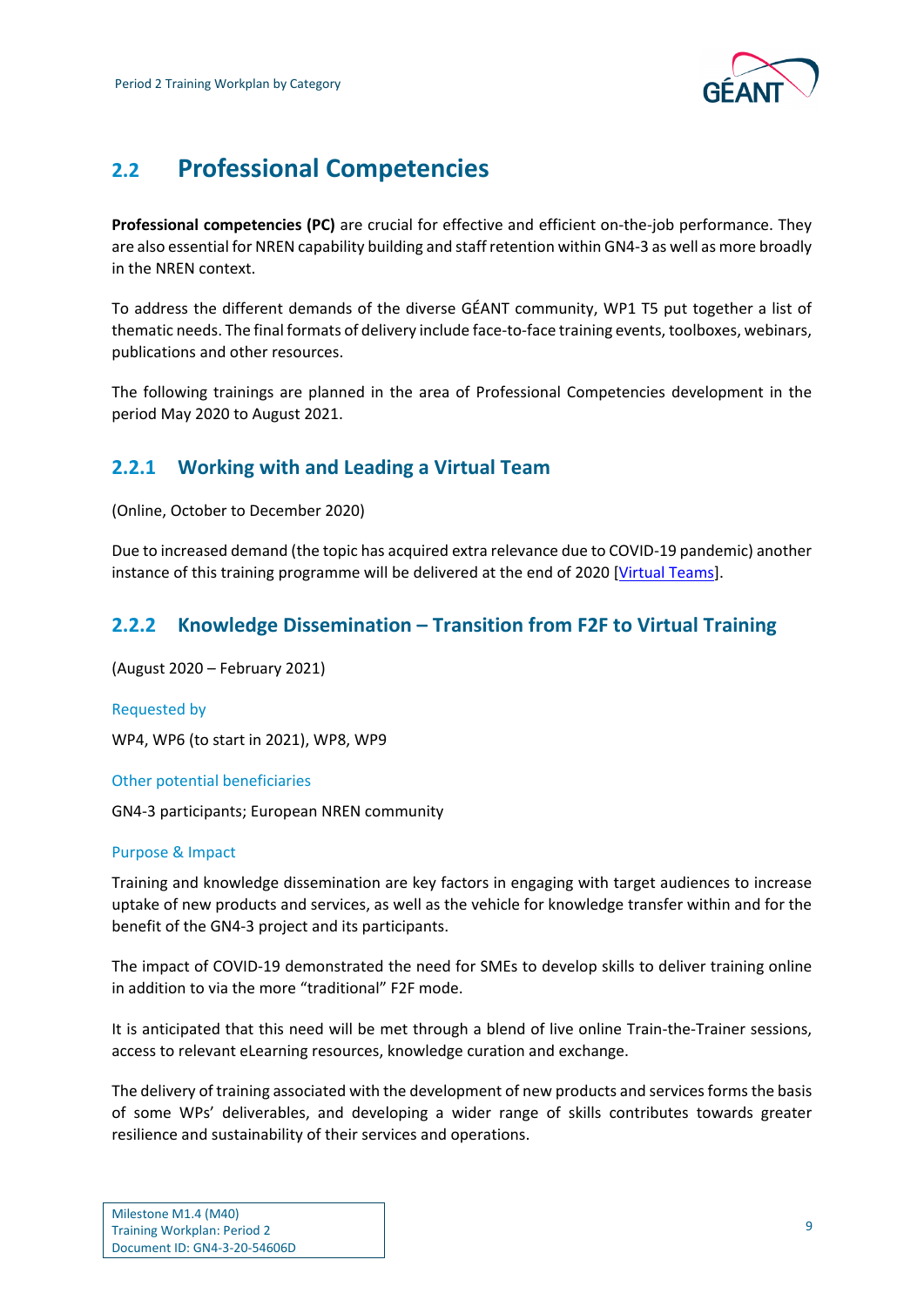## 2.2 Professional Competencies

**Professional competencies (PC)** are crucial for effective and efficient on-the-job performance. They are also essential for NREN capability building and staff retention within GN4-3 as well as more broadly in the NREN context.

To address the different demands of the diverse GÉANT community, WP1 T5 put together a list of thematic needs. The final formats of delivery include face-to-face training events, toolboxes, webinars, publications and other resources.

The following trainings are planned in the area of Professional Competencies development in the period May 2020 to August 2021.

### 2.2.1 Working with and Leading a Virtual Team

(Online, October to December 2020)

Due to increased demand (the topic has acquired extra relevance due to COVID-19 pandemic) another instance of this training programme will be delivered at the end of 2020 [Virtual Teams].

### 2.2.2 Knowledge Dissemination – Transition from F2F to Virtual Training

(August 2020 – February 2021)

#### Requested by

WP4, WP6 (to start in 2021), WP8, WP9

#### Other potential beneficiaries

GN4-3 participants; European NREN community

#### Purpose & Impact

Training and knowledge dissemination are key factors in engaging with target audiences to increase uptake of new products and services, as well as the vehicle for knowledge transfer within and for the benefit of the GN4-3 project and its participants.

The impact of COVID-19 demonstrated the need for SMEs to develop skills to deliver training online in addition to via the more "traditional" F2F mode.

It is anticipated that this need will be met through a blend of live online Train-the-Trainer sessions, access to relevant eLearning resources, knowledge curation and exchange.

The delivery of training associated with the development of new products and services forms the basis of some WPs' deliverables, and developing a wider range of skills contributes towards greater resilience and sustainability of their services and operations.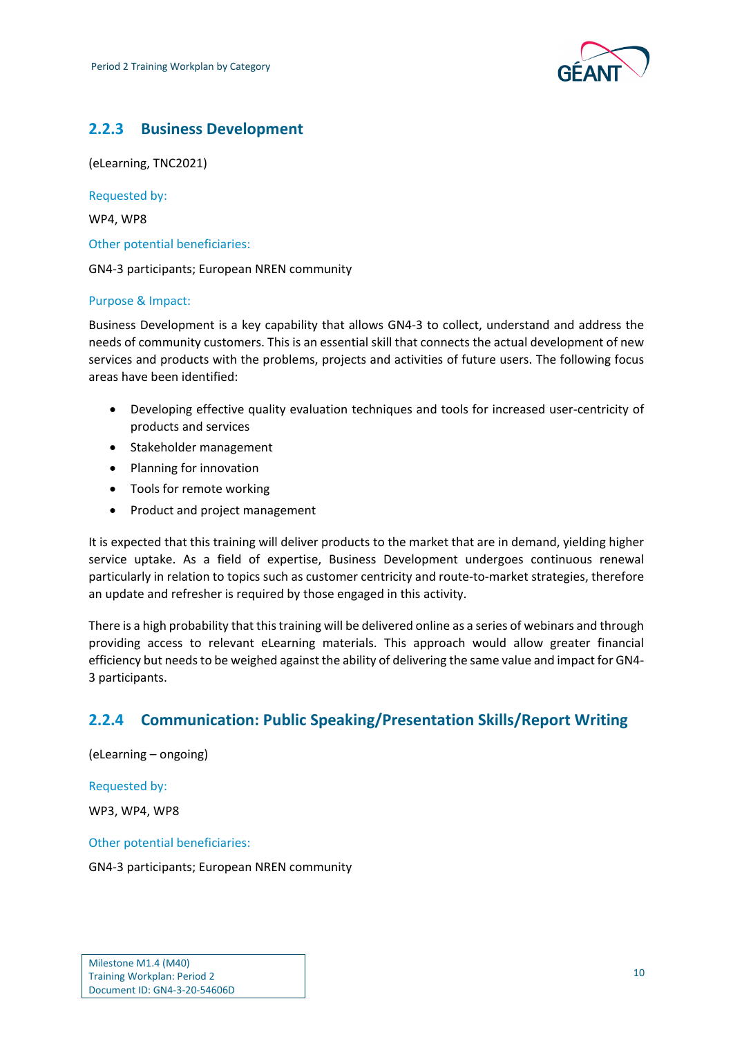### 2.2.3 Business Development

(eLearning, TNC2021)

Requested by:

WP4, WP8

Other potential beneficiaries:

GN4-3 participants; European NREN community

Purpose & Impact:

Business Development is a key capability that allows GN4-3 to collect, understand and address the needs of community customers. This is an essential skill that connects the actual development of new services and products with the problems, projects and activities of future users. The following focus areas have been identified:

- Developing effective quality evaluation techniques and tools for increased user-centricity of products and services
- Stakeholder management
- Planning for innovation
- Tools for remote working
- Product and project management

It is expected that this training will deliver products to the market that are in demand, yielding higher service uptake. As a field of expertise, Business Development undergoes continuous renewal particularly in relation to topics such as customer centricity and route-to-market strategies, therefore an update and refresher is required by those engaged in this activity.

There is a high probability that this training will be delivered online as a series of webinars and through providing access to relevant eLearning materials. This approach would allow greater financial efficiency but needs to be weighed against the ability of delivering the same value and impact for GN4-3 participants.

### 2.2.4 Communication: Public Speaking/Presentation Skills/Report Writing

(eLearning – ongoing)

Requested by:

WP3, WP4, WP8

Other potential beneficiaries:

GN4-3 participants; European NREN community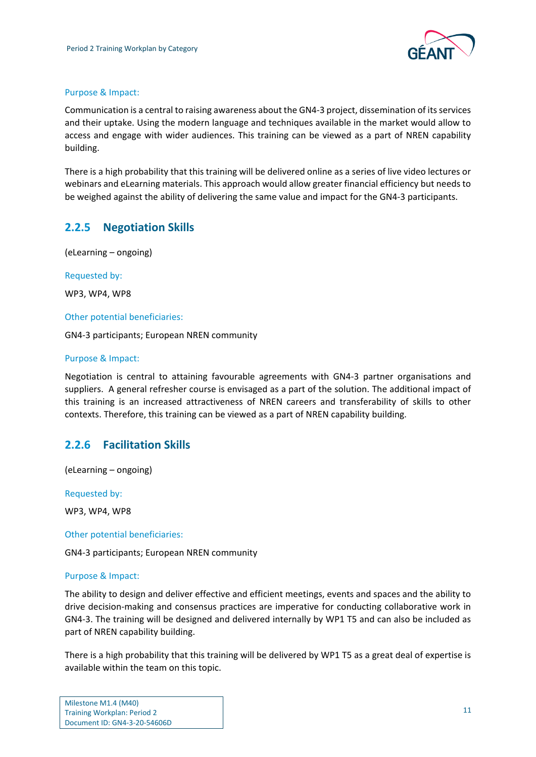Purpose & Impact:

Communication is a central to raising awareness about the GN4-3 project, dissemination of its services and their uptake. Using the modern language and techniques available in the market would allow to access and engage with wider audiences. This training can be viewed as a part of NREN capability building.

There is a high probability that this training will be delivered online as a series of live video lectures or webinars and eLearning materials. This approach would allow greater financial efficiency but needs to be weighed against the ability of delivering the same value and impact for the GN4-3 participants.

### 2.2.5 Negotiation Skills

(eLearning – ongoing)

Requested by:

WP3, WP4, WP8

Other potential beneficiaries:

GN4-3 participants; European NREN community

Purpose & Impact:

Negotiation is central to attaining favourable agreements with GN4-3 partner organisations and suppliers. A general refresher course is envisaged as a part of the solution. The additional impact of this training is an increased attractiveness of NREN careers and transferability of skills to other contexts. Therefore, this training can be viewed as a part of NREN capability building.

### 2.2.6 Facilitation Skills

(eLearning – ongoing)

Requested by:

WP3, WP4, WP8

Other potential beneficiaries:

GN4-3 participants; European NREN community

Purpose & Impact:

The ability to design and deliver effective and efficient meetings, events and spaces and the ability to drive decision-making and consensus practices are imperative for conducting collaborative work in GN4-3. The training will be designed and delivered internally by WP1 T5 and can also be included as part of NREN capability building.

There is a high probability that this training will be delivered by WP1 T5 as a great deal of expertise is available within the team on this topic.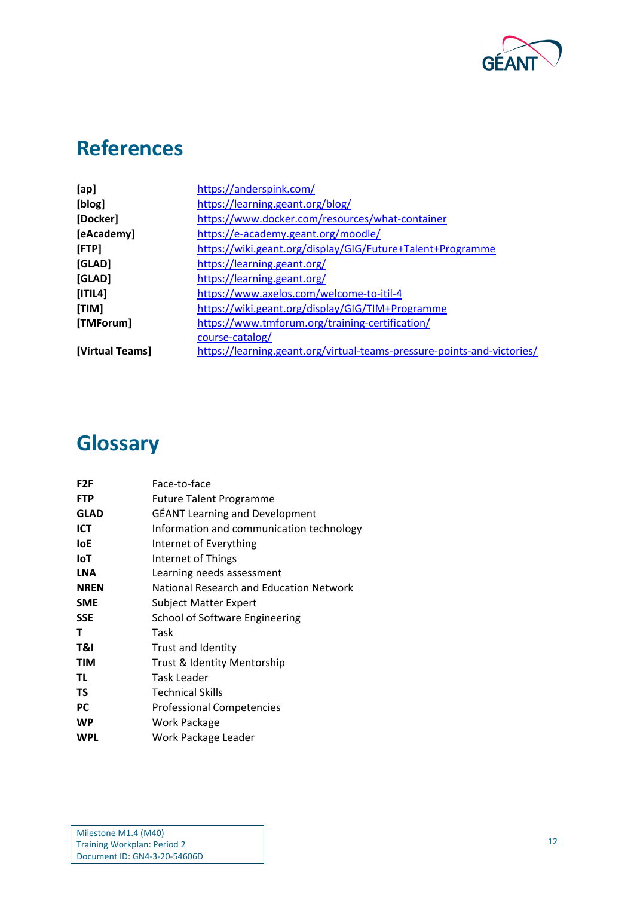# References

| | |
|---|---|
| **[ap]** | https://anderspink.com/ |
| **[blog]** | https://learning.geant.org/blog/ |
| **[Docker]** | https://www.docker.com/resources/what-container |
| **[eAcademy]** | https://e-academy.geant.org/moodle/ |
| **[FTP]** | https://wiki.geant.org/display/GIG/Future+Talent+Programme |
| **[GLAD]** | https://learning.geant.org/ |
| **[GLAD]** | https://learning.geant.org/ |
| **[ITIL4]** | https://www.axelos.com/welcome-to-itil-4 |
| **[TIM]** | https://wiki.geant.org/display/GIG/TIM+Programme |
| **[TMForum]** | https://www.tmforum.org/training-certification/course-catalog/ |
| **[Virtual Teams]** | https://learning.geant.org/virtual-teams-pressure-points-and-victories/ |

# Glossary

| | |
|---|---|
| **F2F** | Face-to-face |
| **FTP** | Future Talent Programme |
| **GLAD** | GÉANT Learning and Development |
| **ICT** | Information and communication technology |
| **IoE** | Internet of Everything |
| **IoT** | Internet of Things |
| **LNA** | Learning needs assessment |
| **NREN** | National Research and Education Network |
| **SME** | Subject Matter Expert |
| **SSE** | School of Software Engineering |
| **T** | Task |
| **T&I** | Trust and Identity |
| **TIM** | Trust & Identity Mentorship |
| **TL** | Task Leader |
| **TS** | Technical Skills |
| **PC** | Professional Competencies |
| **WP** | Work Package |
| **WPL** | Work Package Leader |